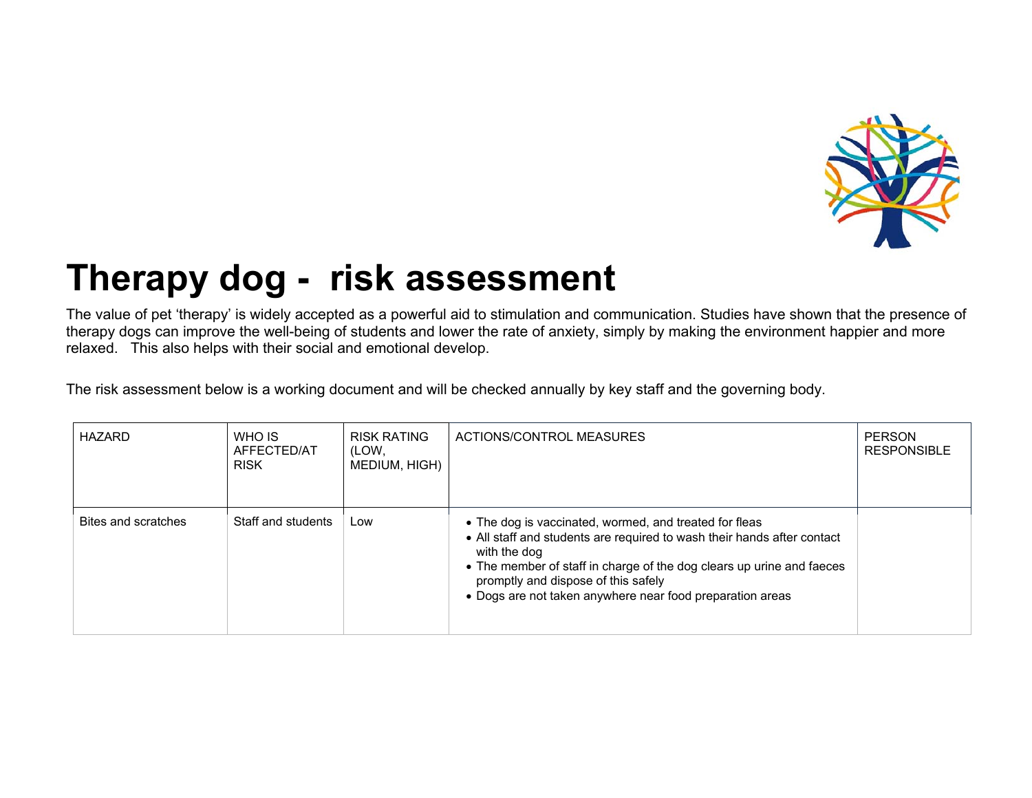# Therapy dog - risk assessment

The value of pet 'therapy' is widely accepted as a powerful aid to stimulation and communication. Studies have shown that the presence of therapy dogs can improve the well-being of students and lower the rate of anxiety, simply by making the environment happier and more relaxed. This also helps with their social and emotional develop.

The risk assessment below is a working document and will be checked annually by key staff and the governing body.

| HAZARD | WHO IS AFFECTED/AT RISK | RISK RATING (LOW, MEDIUM, HIGH) | ACTIONS/CONTROL MEASURES | PERSON RESPONSIBLE |
|---|---|---|---|---|
| Bites and scratches | Staff and students | Low | • The dog is vaccinated, wormed, and treated for fleas<br>• All staff and students are required to wash their hands after contact with the dog<br>• The member of staff in charge of the dog clears up urine and faeces promptly and dispose of this safely<br>• Dogs are not taken anywhere near food preparation areas | |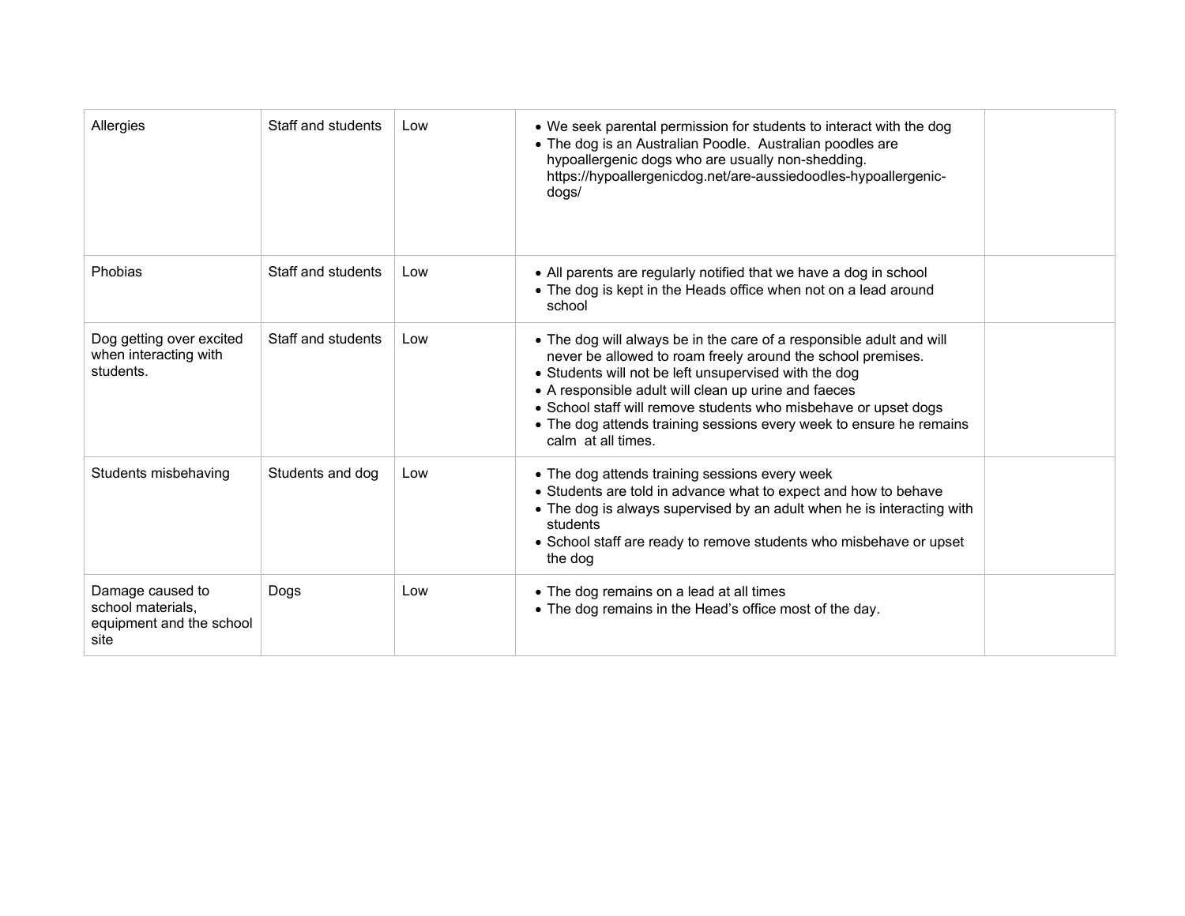| | | | | |
|---|---|---|---|---|
| Allergies | Staff and students | Low | • We seek parental permission for students to interact with the dog<br>• The dog is an Australian Poodle. Australian poodles are hypoallergenic dogs who are usually non-shedding. https://hypoallergenicdog.net/are-aussiedoodles-hypoallergenic-dogs/ | |
| Phobias | Staff and students | Low | • All parents are regularly notified that we have a dog in school<br>• The dog is kept in the Heads office when not on a lead around school | |
| Dog getting over excited when interacting with students. | Staff and students | Low | • The dog will always be in the care of a responsible adult and will never be allowed to roam freely around the school premises.<br>• Students will not be left unsupervised with the dog<br>• A responsible adult will clean up urine and faeces<br>• School staff will remove students who misbehave or upset dogs<br>• The dog attends training sessions every week to ensure he remains calm at all times. | |
| Students misbehaving | Students and dog | Low | • The dog attends training sessions every week<br>• Students are told in advance what to expect and how to behave<br>• The dog is always supervised by an adult when he is interacting with students<br>• School staff are ready to remove students who misbehave or upset the dog | |
| Damage caused to school materials, equipment and the school site | Dogs | Low | • The dog remains on a lead at all times<br>• The dog remains in the Head's office most of the day. | |